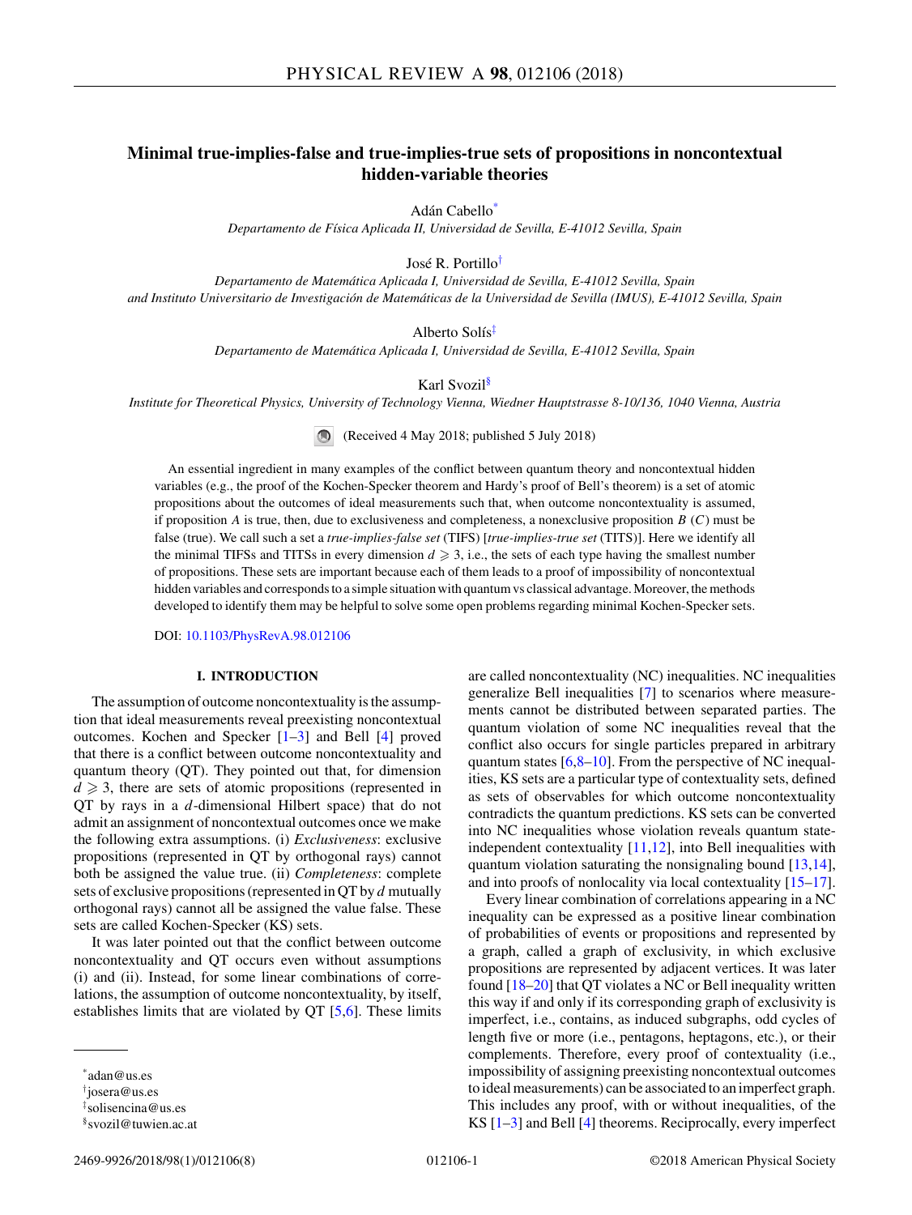# Minimal true-implies-false and true-implies-true sets of propositions in noncontextual hidden-variable theories

Adán Cabello*

*Departamento de Física Aplicada II, Universidad de Sevilla, E-41012 Sevilla, Spain*

José R. Portillo†

*Departamento de Matemática Aplicada I, Universidad de Sevilla, E-41012 Sevilla, Spain and Instituto Universitario de Investigación de Matemáticas de la Universidad de Sevilla (IMUS), E-41012 Sevilla, Spain*

Alberto Solís‡

*Departamento de Matemática Aplicada I, Universidad de Sevilla, E-41012 Sevilla, Spain*

Karl Svozil§

*Institute for Theoretical Physics, University of Technology Vienna, Wiedner Hauptstrasse 8-10/136, 1040 Vienna, Austria*

(Received 4 May 2018; published 5 July 2018)

An essential ingredient in many examples of the conflict between quantum theory and noncontextual hidden variables (e.g., the proof of the Kochen-Specker theorem and Hardy's proof of Bell's theorem) is a set of atomic propositions about the outcomes of ideal measurements such that, when outcome noncontextuality is assumed, if proposition $A$ is true, then, due to exclusiveness and completeness, a nonexclusive proposition $B$ ($C$) must be false (true). We call such a set a *true-implies-false set* (TIFS) [*true-implies-true set* (TITS)]. Here we identify all the minimal TIFSs and TITSs in every dimension $d \geqslant 3$, i.e., the sets of each type having the smallest number of propositions. These sets are important because each of them leads to a proof of impossibility of noncontextual hidden variables and corresponds to a simple situation with quantum vs classical advantage. Moreover, the methods developed to identify them may be helpful to solve some open problems regarding minimal Kochen-Specker sets.

DOI: 10.1103/PhysRevA.98.012106

## I. INTRODUCTION

The assumption of outcome noncontextuality is the assumption that ideal measurements reveal preexisting noncontextual outcomes. Kochen and Specker [1–3] and Bell [4] proved that there is a conflict between outcome noncontextuality and quantum theory (QT). They pointed out that, for dimension $d \geqslant 3$, there are sets of atomic propositions (represented in QT by rays in a $d$-dimensional Hilbert space) that do not admit an assignment of noncontextual outcomes once we make the following extra assumptions. (i) *Exclusiveness*: exclusive propositions (represented in QT by orthogonal rays) cannot both be assigned the value true. (ii) *Completeness*: complete sets of exclusive propositions (represented in QT by $d$ mutually orthogonal rays) cannot all be assigned the value false. These sets are called Kochen-Specker (KS) sets.

It was later pointed out that the conflict between outcome noncontextuality and QT occurs even without assumptions (i) and (ii). Instead, for some linear combinations of correlations, the assumption of outcome noncontextuality, by itself, establishes limits that are violated by QT [5,6]. These limits are called noncontextuality (NC) inequalities. NC inequalities generalize Bell inequalities [7] to scenarios where measurements cannot be distributed between separated parties. The quantum violation of some NC inequalities reveal that the conflict also occurs for single particles prepared in arbitrary quantum states [6,8–10]. From the perspective of NC inequalities, KS sets are a particular type of contextuality sets, defined as sets of observables for which outcome noncontextuality contradicts the quantum predictions. KS sets can be converted into NC inequalities whose violation reveals quantum state-independent contextuality [11,12], into Bell inequalities with quantum violation saturating the nonsignaling bound [13,14], and into proofs of nonlocality via local contextuality [15–17].

Every linear combination of correlations appearing in a NC inequality can be expressed as a positive linear combination of probabilities of events or propositions and represented by a graph, called a graph of exclusivity, in which exclusive propositions are represented by adjacent vertices. It was later found [18–20] that QT violates a NC or Bell inequality written this way if and only if its corresponding graph of exclusivity is imperfect, i.e., contains, as induced subgraphs, odd cycles of length five or more (i.e., pentagons, heptagons, etc.), or their complements. Therefore, every proof of contextuality (i.e., impossibility of assigning preexisting noncontextual outcomes to ideal measurements) can be associated to an imperfect graph. This includes any proof, with or without inequalities, of the KS [1–3] and Bell [4] theorems. Reciprocally, every imperfect

*adan@us.es
†josera@us.es
‡solisencina@us.es
§svozil@tuwien.ac.at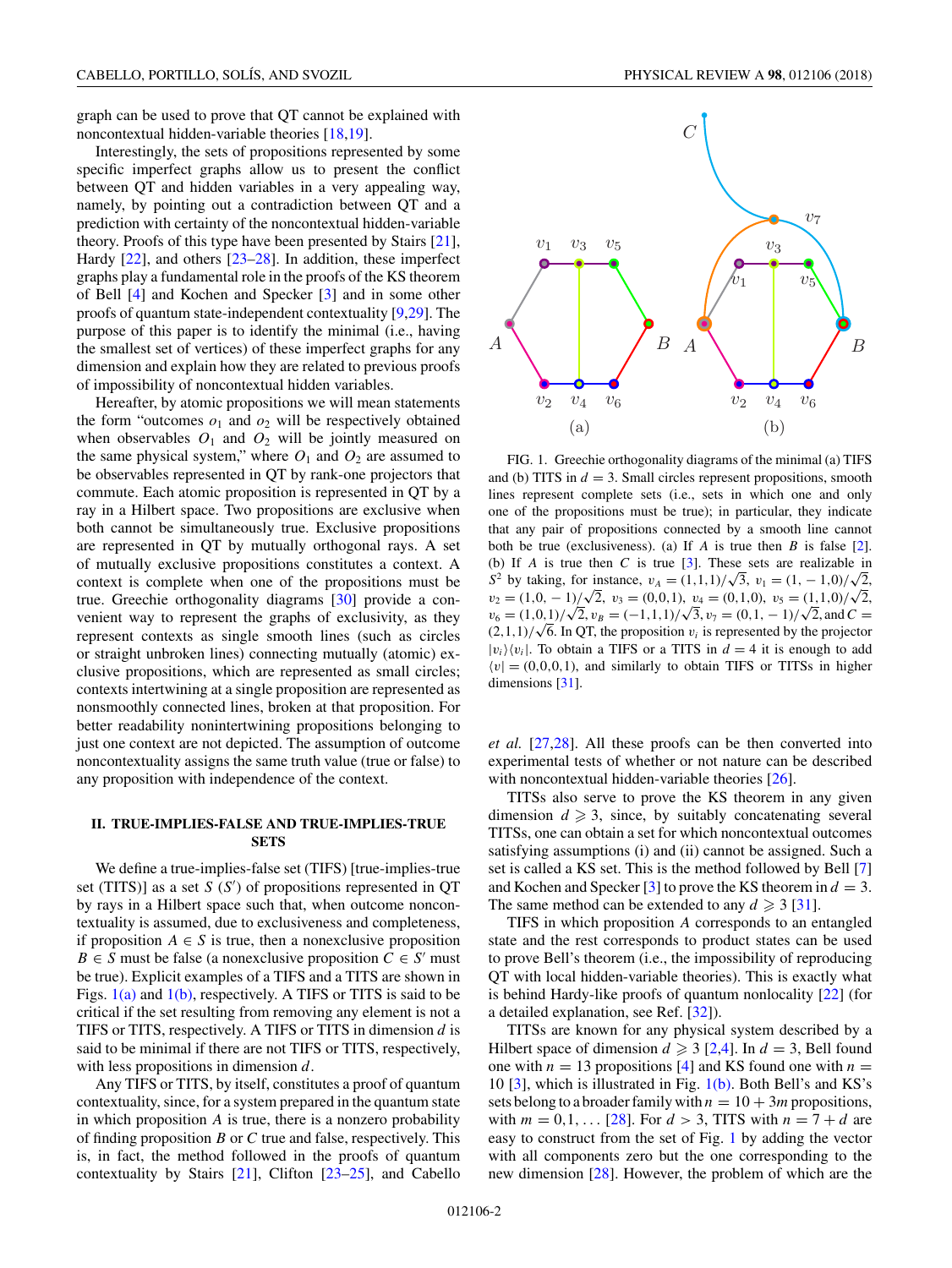graph can be used to prove that QT cannot be explained with noncontextual hidden-variable theories [18,19].

Interestingly, the sets of propositions represented by some specific imperfect graphs allow us to present the conflict between QT and hidden variables in a very appealing way, namely, by pointing out a contradiction between QT and a prediction with certainty of the noncontextual hidden-variable theory. Proofs of this type have been presented by Stairs [21], Hardy [22], and others [23–28]. In addition, these imperfect graphs play a fundamental role in the proofs of the KS theorem of Bell [4] and Kochen and Specker [3] and in some other proofs of quantum state-independent contextuality [9,29]. The purpose of this paper is to identify the minimal (i.e., having the smallest set of vertices) of these imperfect graphs for any dimension and explain how they are related to previous proofs of impossibility of noncontextual hidden variables.

Hereafter, by atomic propositions we will mean statements the form "outcomes $o_1$ and $o_2$ will be respectively obtained when observables $O_1$ and $O_2$ will be jointly measured on the same physical system," where $O_1$ and $O_2$ are assumed to be observables represented in QT by rank-one projectors that commute. Each atomic proposition is represented in QT by a ray in a Hilbert space. Two propositions are exclusive when both cannot be simultaneously true. Exclusive propositions are represented in QT by mutually orthogonal rays. A set of mutually exclusive propositions constitutes a context. A context is complete when one of the propositions must be true. Greechie orthogonality diagrams [30] provide a convenient way to represent the graphs of exclusivity, as they represent contexts as single smooth lines (such as circles or straight unbroken lines) connecting mutually (atomic) exclusive propositions, which are represented as small circles; contexts intertwining at a single proposition are represented as nonsmoothly connected lines, broken at that proposition. For better readability nonintertwining propositions belonging to just one context are not depicted. The assumption of outcome noncontextuality assigns the same truth value (true or false) to any proposition with independence of the context.

FIG. 1. Greechie orthogonality diagrams of the minimal (a) TIFS and (b) TITS in $d = 3$. Small circles represent propositions, smooth lines represent complete sets (i.e., sets in which one and only one of the propositions must be true); in particular, they indicate that any pair of propositions connected by a smooth line cannot both be true (exclusiveness). (a) If $A$ is true then $B$ is false [2]. (b) If $A$ is true then $C$ is true [3]. These sets are realizable in $S^2$ by taking, for instance, $v_A = (1,1,1)/\sqrt{3}$, $v_1 = (1,-1,0)/\sqrt{2}$, $v_2 = (1,0,-1)/\sqrt{2}$, $v_3 = (0,0,1)$, $v_4 = (0,1,0)$, $v_5 = (1,1,0)/\sqrt{2}$, $v_6 = (1,0,1)/\sqrt{2}$, $v_B = (-1,1,1)/\sqrt{3}$, $v_7 = (0,1,-1)/\sqrt{2}$, and $C = (2,1,1)/\sqrt{6}$. In QT, the proposition $v_i$ is represented by the projector $|v_i\rangle\langle v_i|$. To obtain a TIFS or a TITS in $d = 4$ it is enough to add $\langle v| = (0,0,0,1)$, and similarly to obtain TIFS or TITSs in higher dimensions [31].

## II. TRUE-IMPLIES-FALSE AND TRUE-IMPLIES-TRUE SETS

We define a true-implies-false set (TIFS) [true-implies-true set (TITS)] as a set $S$ ($S'$) of propositions represented in QT by rays in a Hilbert space such that, when outcome noncontextuality is assumed, due to exclusiveness and completeness, if proposition $A \in S$ is true, then a nonexclusive proposition $B \in S$ must be false (a nonexclusive proposition $C \in S'$ must be true). Explicit examples of a TIFS and a TITS are shown in Figs. 1(a) and 1(b), respectively. A TIFS or TITS is said to be critical if the set resulting from removing any element is not a TIFS or TITS, respectively. A TIFS or TITS in dimension $d$ is said to be minimal if there are not TIFS or TITS, respectively, with less propositions in dimension $d$.

Any TIFS or TITS, by itself, constitutes a proof of quantum contextuality, since, for a system prepared in the quantum state in which proposition $A$ is true, there is a nonzero probability of finding proposition $B$ or $C$ true and false, respectively. This is, in fact, the method followed in the proofs of quantum contextuality by Stairs [21], Clifton [23–25], and Cabello *et al.* [27,28]. All these proofs can be then converted into experimental tests of whether or not nature can be described with noncontextual hidden-variable theories [26].

TITSs also serve to prove the KS theorem in any given dimension $d \geqslant 3$, since, by suitably concatenating several TITSs, one can obtain a set for which noncontextual outcomes satisfying assumptions (i) and (ii) cannot be assigned. Such a set is called a KS set. This is the method followed by Bell [7] and Kochen and Specker [3] to prove the KS theorem in $d = 3$. The same method can be extended to any $d \geqslant 3$ [31].

TIFS in which proposition $A$ corresponds to an entangled state and the rest corresponds to product states can be used to prove Bell's theorem (i.e., the impossibility of reproducing QT with local hidden-variable theories). This is exactly what is behind Hardy-like proofs of quantum nonlocality [22] (for a detailed explanation, see Ref. [32]).

TITSs are known for any physical system described by a Hilbert space of dimension $d \geqslant 3$ [2,4]. In $d = 3$, Bell found one with $n = 13$ propositions [4] and KS found one with $n = 10$ [3], which is illustrated in Fig. 1(b). Both Bell's and KS's sets belong to a broader family with $n = 10 + 3m$ propositions, with $m = 0, 1, \ldots$ [28]. For $d > 3$, TITS with $n = 7 + d$ are easy to construct from the set of Fig. 1 by adding the vector with all components zero but the one corresponding to the new dimension [28]. However, the problem of which are the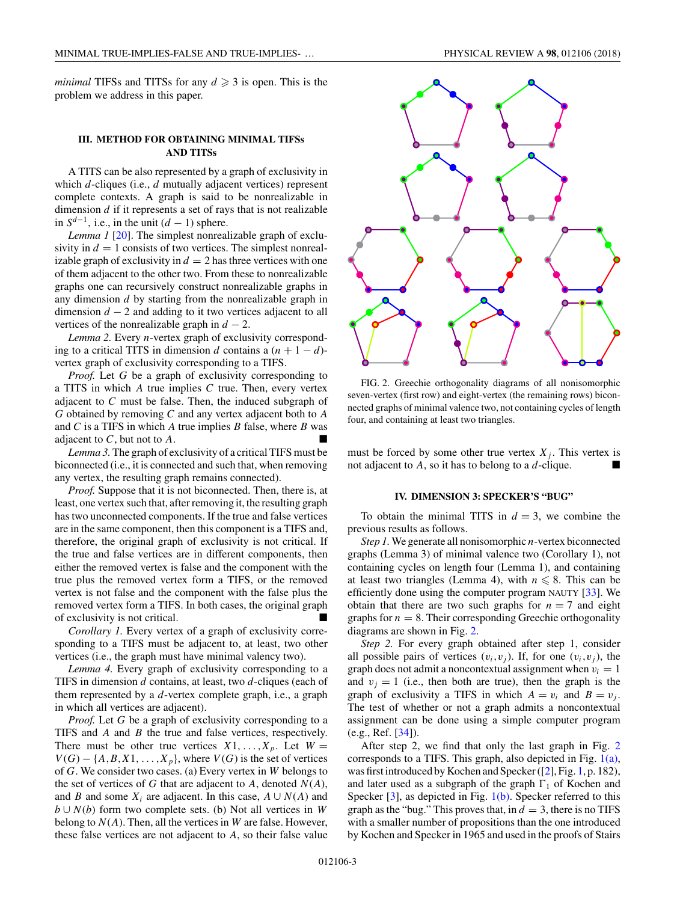*minimal* TIFSs and TITSs for any $d \geqslant 3$ is open. This is the problem we address in this paper.

## III. METHOD FOR OBTAINING MINIMAL TIFSs AND TITSs

A TITS can be also represented by a graph of exclusivity in which $d$-cliques (i.e., $d$ mutually adjacent vertices) represent complete contexts. A graph is said to be nonrealizable in dimension $d$ if it represents a set of rays that is not realizable in $S^{d-1}$, i.e., in the unit $(d-1)$ sphere.

*Lemma 1* [20]. The simplest nonrealizable graph of exclusivity in $d = 1$ consists of two vertices. The simplest nonrealizable graph of exclusivity in $d = 2$ has three vertices with one of them adjacent to the other two. From these to nonrealizable graphs one can recursively construct nonrealizable graphs in any dimension $d$ by starting from the nonrealizable graph in dimension $d-2$ and adding to it two vertices adjacent to all vertices of the nonrealizable graph in $d-2$.

*Lemma 2.* Every $n$-vertex graph of exclusivity corresponding to a critical TITS in dimension $d$ contains a $(n+1-d)$-vertex graph of exclusivity corresponding to a TIFS.

*Proof.* Let $G$ be a graph of exclusivity corresponding to a TITS in which $A$ true implies $C$ true. Then, every vertex adjacent to $C$ must be false. Then, the induced subgraph of $G$ obtained by removing $C$ and any vertex adjacent both to $A$ and $C$ is a TIFS in which $A$ true implies $B$ false, where $B$ was adjacent to $C$, but not to $A$. ■

*Lemma 3.* The graph of exclusivity of a critical TIFS must be biconnected (i.e., it is connected and such that, when removing any vertex, the resulting graph remains connected).

*Proof.* Suppose that it is not biconnected. Then, there is, at least, one vertex such that, after removing it, the resulting graph has two unconnected components. If the true and false vertices are in the same component, then this component is a TIFS and, therefore, the original graph of exclusivity is not critical. If the true and false vertices are in different components, then either the removed vertex is false and the component with the true plus the removed vertex form a TIFS, or the removed vertex is not false and the component with the false plus the removed vertex form a TIFS. In both cases, the original graph of exclusivity is not critical. ■

*Corollary 1.* Every vertex of a graph of exclusivity corresponding to a TIFS must be adjacent to, at least, two other vertices (i.e., the graph must have minimal valency two).

*Lemma 4.* Every graph of exclusivity corresponding to a TIFS in dimension $d$ contains, at least, two $d$-cliques (each of them represented by a $d$-vertex complete graph, i.e., a graph in which all vertices are adjacent).

*Proof.* Let $G$ be a graph of exclusivity corresponding to a TIFS and $A$ and $B$ the true and false vertices, respectively. There must be other true vertices $X1,\dots,X_p$. Let $W = V(G) - \{A,B,X1,\dots,X_p\}$, where $V(G)$ is the set of vertices of $G$. We consider two cases. (a) Every vertex in $W$ belongs to the set of vertices of $G$ that are adjacent to $A$, denoted $N(A)$, and $B$ and some $X_i$ are adjacent. In this case, $A \cup N(A)$ and $b \cup N(b)$ form two complete sets. (b) Not all vertices in $W$ belong to $N(A)$. Then, all the vertices in $W$ are false. However, these false vertices are not adjacent to $A$, so their false value must be forced by some other true vertex $X_j$. This vertex is not adjacent to $A$, so it has to belong to a $d$-clique. ■

FIG. 2. Greechie orthogonality diagrams of all nonisomorphic seven-vertex (first row) and eight-vertex (the remaining rows) biconnected graphs of minimal valence two, not containing cycles of length four, and containing at least two triangles.

## IV. DIMENSION 3: SPECKER'S "BUG"

To obtain the minimal TITS in $d = 3$, we combine the previous results as follows.

*Step 1.* We generate all nonisomorphic $n$-vertex biconnected graphs (Lemma 3) of minimal valence two (Corollary 1), not containing cycles on length four (Lemma 1), and containing at least two triangles (Lemma 4), with $n \leqslant 8$. This can be efficiently done using the computer program NAUTY [33]. We obtain that there are two such graphs for $n = 7$ and eight graphs for $n = 8$. Their corresponding Greechie orthogonality diagrams are shown in Fig. 2.

*Step 2.* For every graph obtained after step 1, consider all possible pairs of vertices $(v_i, v_j)$. If, for one $(v_i, v_j)$, the graph does not admit a noncontextual assignment when $v_i = 1$ and $v_j = 1$ (i.e., then both are true), then the graph is the graph of exclusivity a TIFS in which $A = v_i$ and $B = v_j$. The test of whether or not a graph admits a noncontextual assignment can be done using a simple computer program (e.g., Ref. [34]).

After step 2, we find that only the last graph in Fig. 2 corresponds to a TIFS. This graph, also depicted in Fig. 1(a), was first introduced by Kochen and Specker ([2], Fig. 1, p. 182), and later used as a subgraph of the graph $\Gamma_1$ of Kochen and Specker [3], as depicted in Fig. 1(b). Specker referred to this graph as the "bug." This proves that, in $d = 3$, there is no TIFS with a smaller number of propositions than the one introduced by Kochen and Specker in 1965 and used in the proofs of Stairs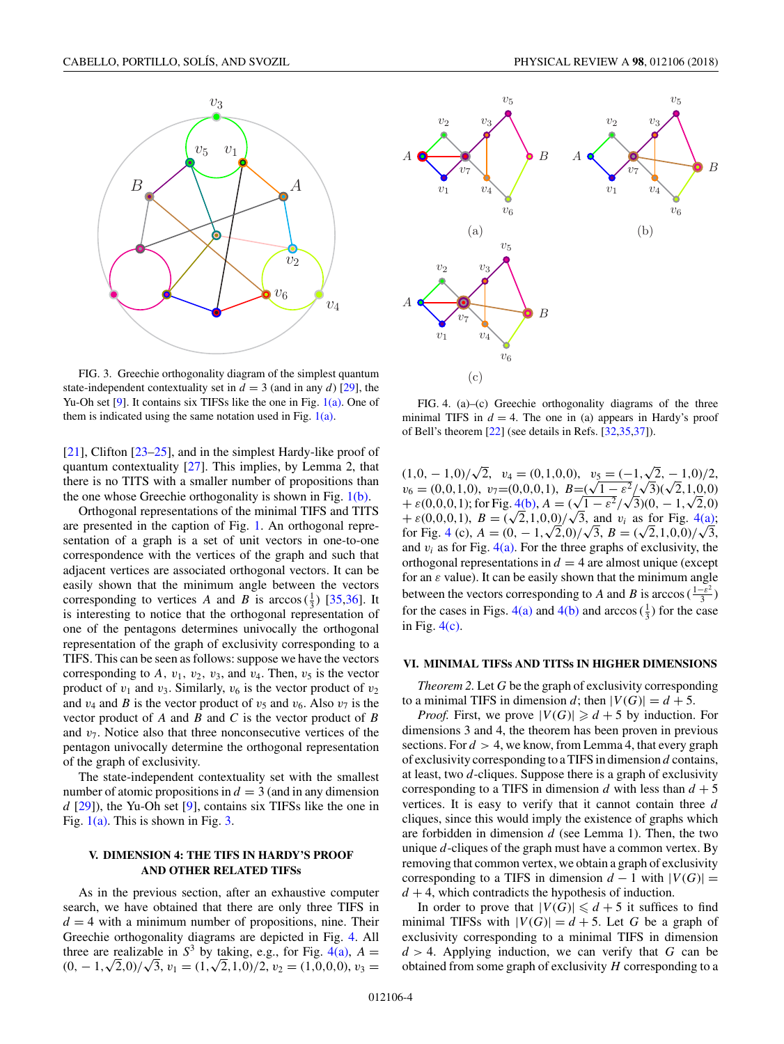FIG. 3. Greechie orthogonality diagram of the simplest quantum state-independent contextuality set in $d = 3$ (and in any $d$) [29], the Yu-Oh set [9]. It contains six TIFSs like the one in Fig. 1(a). One of them is indicated using the same notation used in Fig. 1(a).

[21], Clifton [23–25], and in the simplest Hardy-like proof of quantum contextuality [27]. This implies, by Lemma 2, that there is no TITS with a smaller number of propositions than the one whose Greechie orthogonality is shown in Fig. 1(b).

Orthogonal representations of the minimal TIFS and TITS are presented in the caption of Fig. 1. An orthogonal representation of a graph is a set of unit vectors in one-to-one correspondence with the vertices of the graph and such that adjacent vertices are associated orthogonal vectors. It can be easily shown that the minimum angle between the vectors corresponding to vertices $A$ and $B$ is $\arccos(\frac{1}{3})$ [35,36]. It is interesting to notice that the orthogonal representation of one of the pentagons determines univocally the orthogonal representation of the graph of exclusivity corresponding to a TIFS. This can be seen as follows: suppose we have the vectors corresponding to $A$, $v_1$, $v_2$, $v_3$, and $v_4$. Then, $v_5$ is the vector product of $v_1$ and $v_3$. Similarly, $v_6$ is the vector product of $v_2$ and $v_4$ and $B$ is the vector product of $v_5$ and $v_6$. Also $v_7$ is the vector product of $A$ and $B$ and $C$ is the vector product of $B$ and $v_7$. Notice also that three nonconsecutive vertices of the pentagon univocally determine the orthogonal representation of the graph of exclusivity.

The state-independent contextuality set with the smallest number of atomic propositions in $d = 3$ (and in any dimension $d$ [29]), the Yu-Oh set [9], contains six TIFSs like the one in Fig. 1(a). This is shown in Fig. 3.

## V. DIMENSION 4: THE TIFS IN HARDY'S PROOF AND OTHER RELATED TIFSs

As in the previous section, after an exhaustive computer search, we have obtained that there are only three TIFS in $d = 4$ with a minimum number of propositions, nine. Their Greechie orthogonality diagrams are depicted in Fig. 4. All three are realizable in $S^3$ by taking, e.g., for Fig. 4(a), $A = (0,-1,\sqrt{2},0)/\sqrt{3}$, $v_1 = (1,\sqrt{2},1,0)/2$, $v_2 = (1,0,0,0)$, $v_3 = (1,0,-1,0)/\sqrt{2}$, $v_4 = (0,1,0,0)$, $v_5 = (-1,\sqrt{2},-1,0)/2$, $v_6 = (0,0,1,0)$, $v_7 = (0,0,0,1)$, $B = (\sqrt{1-\varepsilon^2}/\sqrt{3})(\sqrt{2},1,0,0) + \varepsilon(0,0,0,1)$; for Fig. 4(b), $A = (\sqrt{1-\varepsilon^2}/\sqrt{3})(0,-1,\sqrt{2},0) + \varepsilon(0,0,0,1)$, $B = (\sqrt{2},1,0,0)/\sqrt{3}$, and $v_i$ as for Fig. 4(a); for Fig. 4 (c), $A = (0,-1,\sqrt{2},0)/\sqrt{3}$, $B = (\sqrt{2},1,0,0)/\sqrt{3}$, and $v_i$ as for Fig. 4(a). For the three graphs of exclusivity, the orthogonal representations in $d = 4$ are almost unique (except for an $\varepsilon$ value). It can be easily shown that the minimum angle between the vectors corresponding to $A$ and $B$ is $\arccos(\frac{1-\varepsilon^2}{3})$ for the cases in Figs. 4(a) and 4(b) and $\arccos(\frac{1}{3})$ for the case in Fig. 4(c).

FIG. 4. (a)–(c) Greechie orthogonality diagrams of the three minimal TIFS in $d = 4$. The one in (a) appears in Hardy's proof of Bell's theorem [22] (see details in Refs. [32,35,37]).

## VI. MINIMAL TIFSs AND TITSs IN HIGHER DIMENSIONS

*Theorem 2.* Let $G$ be the graph of exclusivity corresponding to a minimal TIFS in dimension $d$; then $|V(G)| = d + 5$.

*Proof.* First, we prove $|V(G)| \geqslant d + 5$ by induction. For dimensions 3 and 4, the theorem has been proven in previous sections. For $d > 4$, we know, from Lemma 4, that every graph of exclusivity corresponding to a TIFS in dimension $d$ contains, at least, two $d$-cliques. Suppose there is a graph of exclusivity corresponding to a TIFS in dimension $d$ with less than $d + 5$ vertices. It is easy to verify that it cannot contain three $d$ cliques, since this would imply the existence of graphs which are forbidden in dimension $d$ (see Lemma 1). Then, the two unique $d$-cliques of the graph must have a common vertex. By removing that common vertex, we obtain a graph of exclusivity corresponding to a TIFS in dimension $d - 1$ with $|V(G)| = d + 4$, which contradicts the hypothesis of induction.

In order to prove that $|V(G)| \leqslant d + 5$ it suffices to find minimal TIFSs with $|V(G)| = d + 5$. Let $G$ be a graph of exclusivity corresponding to a minimal TIFS in dimension $d > 4$. Applying induction, we can verify that $G$ can be obtained from some graph of exclusivity $H$ corresponding to a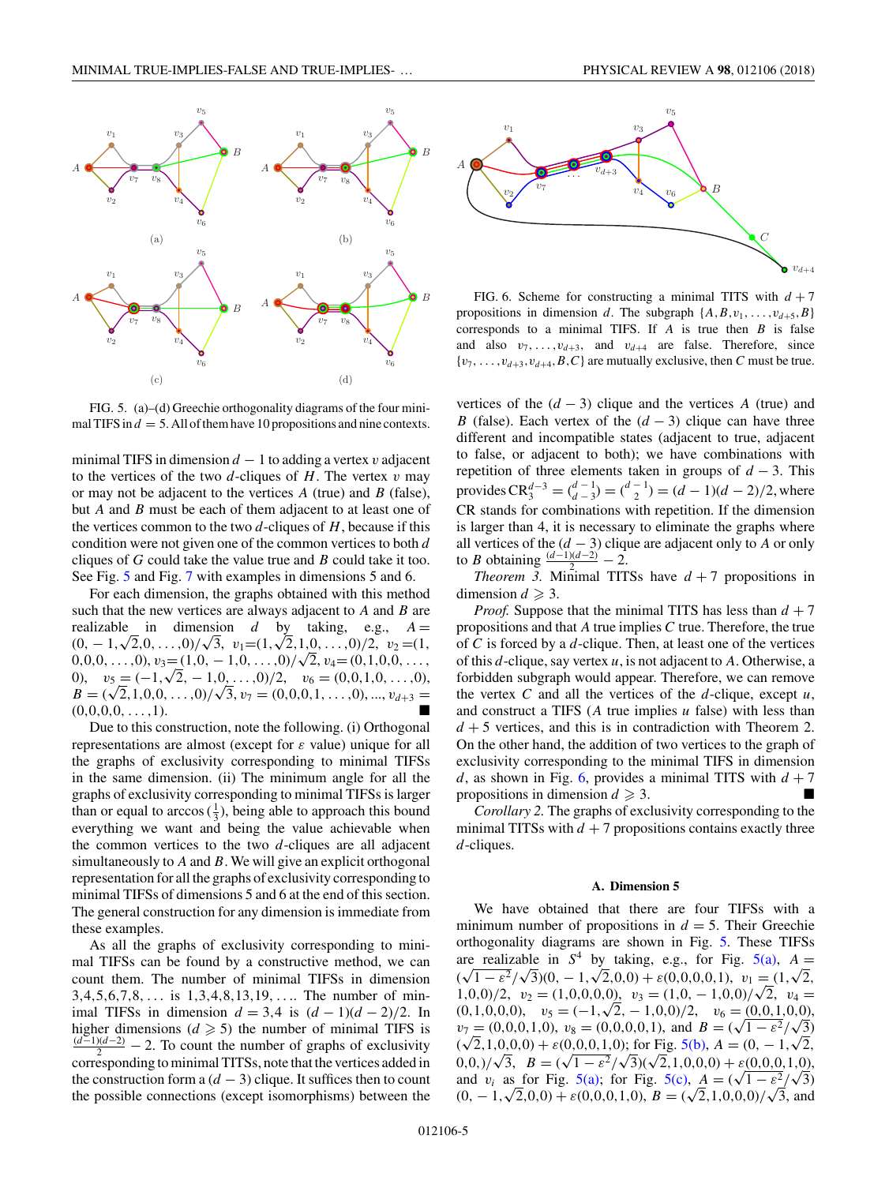FIG. 5. (a)–(d) Greechie orthogonality diagrams of the four minimal TIFS in $d=5$. All of them have 10 propositions and nine contexts.

minimal TIFS in dimension $d-1$ to adding a vertex $v$ adjacent to the vertices of the two $d$-cliques of $H$. The vertex $v$ may or may not be adjacent to the vertices $A$ (true) and $B$ (false), but $A$ and $B$ must be each of them adjacent to at least one of the vertices common to the two $d$-cliques of $H$, because if this condition were not given one of the common vertices to both $d$ cliques of $G$ could take the value true and $B$ could take it too. See Fig. 5 and Fig. 7 with examples in dimensions 5 and 6.

For each dimension, the graphs obtained with this method such that the new vertices are always adjacent to $A$ and $B$ are realizable in dimension $d$ by taking, e.g., $A=(0,-1,\sqrt{2},0,\ldots,0)/\sqrt{3}$, $v_1=(1,\sqrt{2},1,0,\ldots,0)/2$, $v_2=(1,0,0,0,\ldots,0)$, $v_3=(1,0,-1,0,\ldots,0)/\sqrt{2}$, $v_4=(0,1,0,0,\ldots,0)$, $v_5=(-1,\sqrt{2},-1,0,\ldots,0)/2$, $v_6=(0,0,1,0,\ldots,0)$, $B=(\sqrt{2},1,0,0,\ldots,0)/\sqrt{3}$, $v_7=(0,0,0,1,\ldots,0)$, ..., $v_{d+3}=(0,0,0,0,\ldots,1)$. ■

Due to this construction, note the following. (i) Orthogonal representations are almost (except for $\varepsilon$ value) unique for all the graphs of exclusivity corresponding to minimal TIFSs in the same dimension. (ii) The minimum angle for all the graphs of exclusivity corresponding to minimal TIFSs is larger than or equal to $\arccos(\frac{1}{3})$, being able to approach this bound everything we want and being the value achievable when the common vertices to the two $d$-cliques are all adjacent simultaneously to $A$ and $B$. We will give an explicit orthogonal representation for all the graphs of exclusivity corresponding to minimal TIFSs of dimensions 5 and 6 at the end of this section. The general construction for any dimension is immediate from these examples.

As all the graphs of exclusivity corresponding to minimal TIFSs can be found by a constructive method, we can count them. The number of minimal TIFSs in dimension $3,4,5,6,7,8,\ldots$ is $1,3,4,8,13,19,\ldots$. The number of minimal TIFSs in dimension $d=3,4$ is $(d-1)(d-2)/2$. In higher dimensions ($d \geqslant 5$) the number of minimal TIFS is $\frac{(d-1)(d-2)}{2}-2$. To count the number of graphs of exclusivity corresponding to minimal TITSs, note that the vertices added in the construction form a $(d-3)$ clique. It suffices then to count the possible connections (except isomorphisms) between the vertices of the $(d-3)$ clique and the vertices $A$ (true) and $B$ (false). Each vertex of the $(d-3)$ clique can have three different and incompatible states (adjacent to true, adjacent to false, or adjacent to both); we have combinations with repetition of three elements taken in groups of $d-3$. This provides $\mathrm{CR}_3^{d-3}=\binom{d-1}{d-3}=\binom{d-1}{2}=(d-1)(d-2)/2$, where CR stands for combinations with repetition. If the dimension is larger than 4, it is necessary to eliminate the graphs where all vertices of the $(d-3)$ clique are adjacent only to $A$ or only to $B$ obtaining $\frac{(d-1)(d-2)}{2}-2$.

FIG. 6. Scheme for constructing a minimal TITS with $d+7$ propositions in dimension $d$. The subgraph $\{A,B,v_1,\ldots,v_{d+5},B\}$ corresponds to a minimal TIFS. If $A$ is true then $B$ is false and also $v_7,\ldots,v_{d+3}$, and $v_{d+4}$ are false. Therefore, since $\{v_7,\ldots,v_{d+3},v_{d+4},B,C\}$ are mutually exclusive, then $C$ must be true.

*Theorem 3.* Minimal TITSs have $d+7$ propositions in dimension $d \geqslant 3$.

*Proof.* Suppose that the minimal TITS has less than $d+7$ propositions and that $A$ true implies $C$ true. Therefore, the true of $C$ is forced by a $d$-clique. Then, at least one of the vertices of this $d$-clique, say vertex $u$, is not adjacent to $A$. Otherwise, a forbidden subgraph would appear. Therefore, we can remove the vertex $C$ and all the vertices of the $d$-clique, except $u$, and construct a TIFS ($A$ true implies $u$ false) with less than $d+5$ vertices, and this is in contradiction with Theorem 2. On the other hand, the addition of two vertices to the graph of exclusivity corresponding to the minimal TIFS in dimension $d$, as shown in Fig. 6, provides a minimal TITS with $d+7$ propositions in dimension $d \geqslant 3$. ■

*Corollary 2.* The graphs of exclusivity corresponding to the minimal TITSs with $d+7$ propositions contains exactly three $d$-cliques.

### A. Dimension 5

We have obtained that there are four TIFSs with a minimum number of propositions in $d=5$. Their Greechie orthogonality diagrams are shown in Fig. 5. These TIFSs are realizable in $S^4$ by taking, e.g., for Fig. 5(a), $A=(\sqrt{1-\varepsilon^2}/\sqrt{3})(0,-1,\sqrt{2},0,0)+\varepsilon(0,0,0,0,1)$, $v_1=(1,\sqrt{2},1,0,0)/2$, $v_2=(1,0,0,0,0)$, $v_3=(1,0,-1,0,0)/\sqrt{2}$, $v_4=(0,1,0,0,0)$, $v_5=(-1,\sqrt{2},-1,0,0)/2$, $v_6=(0,0,1,0,0)$, $v_7=(0,0,0,1,0)$, $v_8=(0,0,0,0,1)$, and $B=(\sqrt{1-\varepsilon^2}/\sqrt{3})(\sqrt{2},1,0,0,0)+\varepsilon(0,0,0,1,0)$; for Fig. 5(b), $A=(0,-1,\sqrt{2},0,0,)/\sqrt{3}$, $B=(\sqrt{1-\varepsilon^2}/\sqrt{3})(\sqrt{2},1,0,0,0)+\varepsilon(0,0,0,1,0)$, and $v_i$ as for Fig. 5(a); for Fig. 5(c), $A=(\sqrt{1-\varepsilon^2}/\sqrt{3})(0,-1,\sqrt{2},0,0)+\varepsilon(0,0,0,1,0)$, $B=(\sqrt{2},1,0,0,0)/\sqrt{3}$, and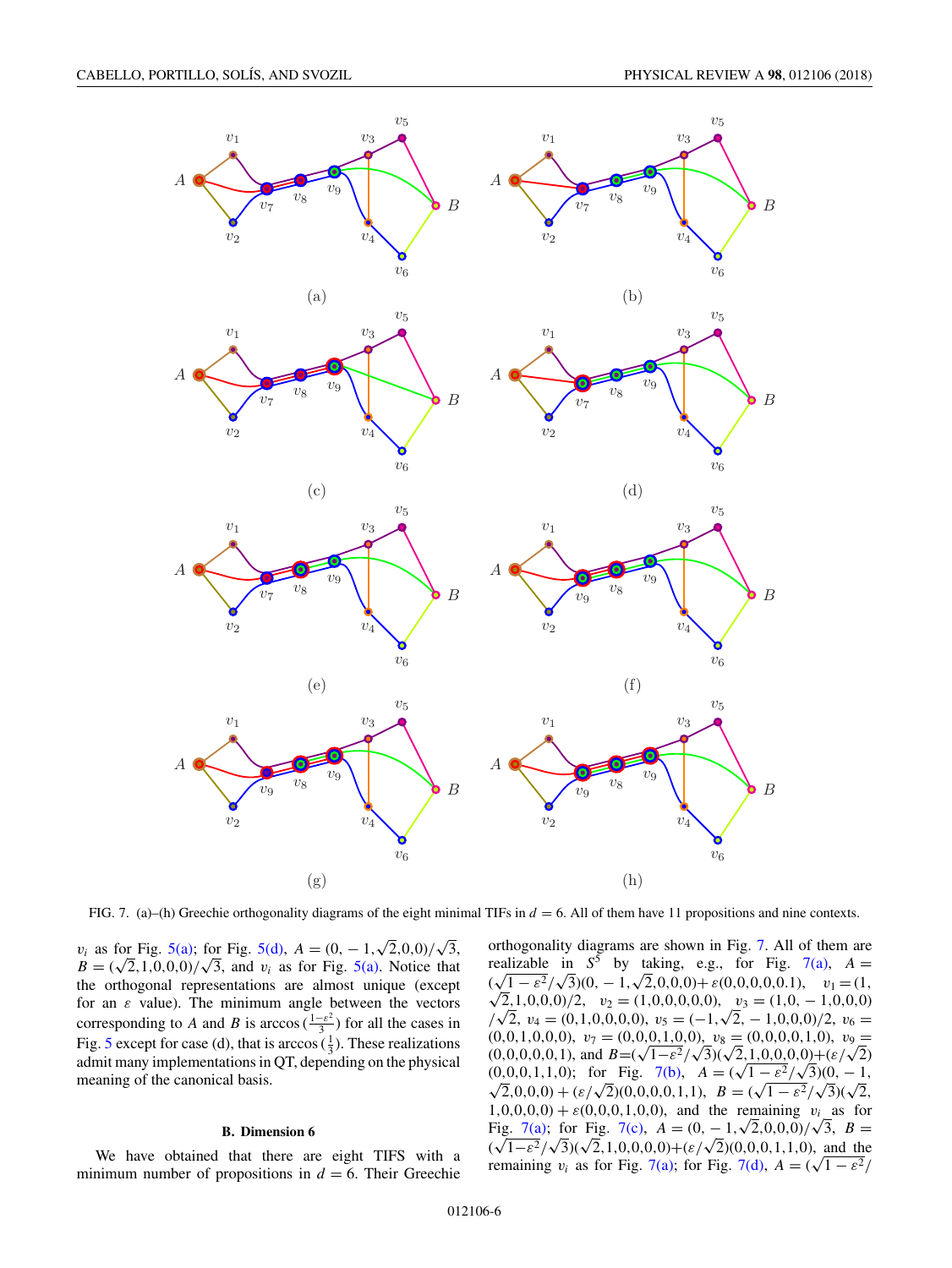FIG. 7. (a)–(h) Greechie orthogonality diagrams of the eight minimal TIFs in $d = 6$. All of them have 11 propositions and nine contexts.

$v_i$ as for Fig. 5(a); for Fig. 5(d), $A = (0, -1, \sqrt{2}, 0, 0)/\sqrt{3}$, $B = (\sqrt{2}, 1, 0, 0, 0)/\sqrt{3}$, and $v_i$ as for Fig. 5(a). Notice that the orthogonal representations are almost unique (except for an $\varepsilon$ value). The minimum angle between the vectors corresponding to $A$ and $B$ is $\arccos(\frac{1-\varepsilon^2}{3})$ for all the cases in Fig. 5 except for case (d), that is $\arccos(\frac{1}{3})$. These realizations admit many implementations in QT, depending on the physical meaning of the canonical basis.

### B. Dimension 6

We have obtained that there are eight TIFS with a minimum number of propositions in $d = 6$. Their Greechie orthogonality diagrams are shown in Fig. 7. All of them are realizable in $S^5$ by taking, e.g., for Fig. 7(a), $A = (\sqrt{1-\varepsilon^2}/\sqrt{3})(0, -1, \sqrt{2}, 0, 0, 0) + \varepsilon(0, 0, 0, 0, 0.1)$, $v_1 = (1, \sqrt{2}, 1, 0, 0, 0)/2$, $v_2 = (1, 0, 0, 0, 0, 0)$, $v_3 = (1, 0, -1, 0, 0)/\sqrt{2}$, $v_4 = (0, 1, 0, 0, 0, 0)$, $v_5 = (-1, \sqrt{2}, -1, 0, 0)/2$, $v_6 = (0, 0, 1, 0, 0, 0)$, $v_7 = (0, 0, 0, 1, 0, 0)$, $v_8 = (0, 0, 0, 0, 1, 0)$, $v_9 = (0, 0, 0, 0, 0, 1)$, and $B = (\sqrt{1-\varepsilon^2}/\sqrt{3})(\sqrt{2}, 1, 0, 0, 0, 0) + (\varepsilon/\sqrt{2})(0, 0, 0, 1, 1, 0)$; for Fig. 7(b), $A = (\sqrt{1-\varepsilon^2}/\sqrt{3})(0, -1, \sqrt{2}, 0, 0, 0) + (\varepsilon/\sqrt{2})(0, 0, 0, 0, 1, 1)$, $B = (\sqrt{1-\varepsilon^2}/\sqrt{3})(\sqrt{2}, 1, 0, 0, 0, 0) + \varepsilon(0, 0, 0, 1, 0, 0)$, and the remaining $v_i$ as for Fig. 7(a); for Fig. 7(c), $A = (0, -1, \sqrt{2}, 0, 0, 0)/\sqrt{3}$, $B = (\sqrt{1-\varepsilon^2}/\sqrt{3})(\sqrt{2}, 1, 0, 0, 0, 0) + (\varepsilon/\sqrt{2})(0, 0, 0, 1, 1, 0)$, and the remaining $v_i$ as for Fig. 7(a); for Fig. 7(d), $A = (\sqrt{1-\varepsilon^2}/$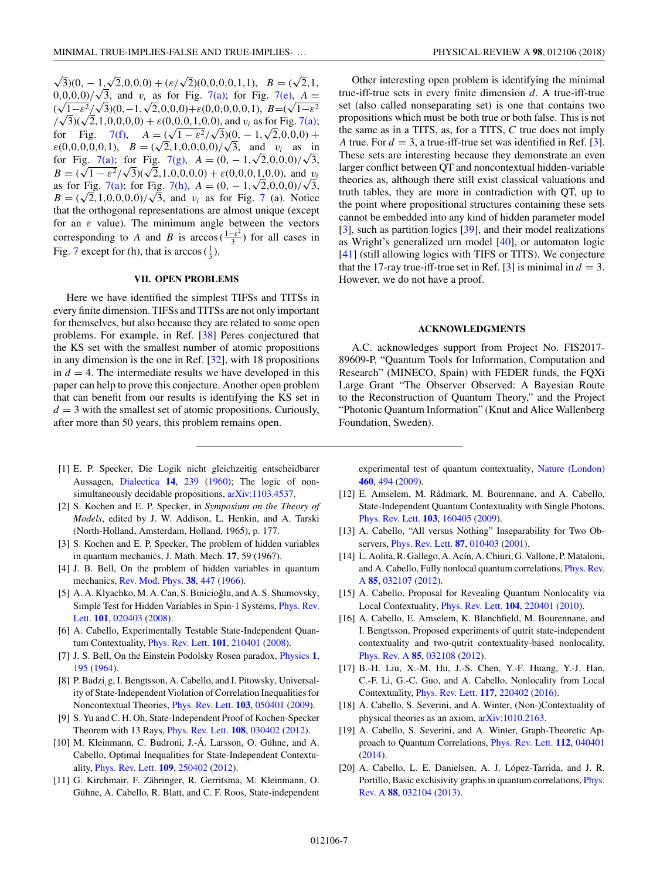$\sqrt{3})(0,-1,\sqrt{2},0,0,0)+(\varepsilon/\sqrt{2})(0,0,0,0,1,1)$, $B=(\sqrt{2},1,0,0,0,0)/\sqrt{3}$, and $v_i$ as for Fig. 7(a); for Fig. 7(e), $A=(\sqrt{1-\varepsilon^2}/\sqrt{3})(0,-1,\sqrt{2},0,0,0)+\varepsilon(0,0,0,0,0,1)$, $B=(\sqrt{1-\varepsilon^2}/\sqrt{3})(\sqrt{2},1,0,0,0,0)+\varepsilon(0,0,0,1,0,0)$, and $v_i$ as for Fig. 7(a); for Fig. 7(f), $A=(\sqrt{1-\varepsilon^2}/\sqrt{3})(0,-1,\sqrt{2},0,0,0)+\varepsilon(0,0,0,0,0,1)$, $B=(\sqrt{2},1,0,0,0,0)/\sqrt{3}$, and $v_i$ as in for Fig. 7(a); for Fig. 7(g), $A=(0,-1,\sqrt{2},0,0,0)/\sqrt{3}$, $B=(\sqrt{1-\varepsilon^2}/\sqrt{3})(\sqrt{2},1,0,0,0,0)+\varepsilon(0,0,0,1,0,0)$, and $v_i$ as for Fig. 7(a); for Fig. 7(h), $A=(0,-1,\sqrt{2},0,0,0)/\sqrt{3}$, $B=(\sqrt{2},1,0,0,0,0)/\sqrt{3}$, and $v_i$ as for Fig. 7 (a). Notice that the orthogonal representations are almost unique (except for an $\varepsilon$ value). The minimum angle between the vectors corresponding to $A$ and $B$ is $\arccos(\frac{1-\varepsilon^2}{3})$ for all cases in Fig. 7 except for (h), that is $\arccos(\frac{1}{3})$.

## VII. OPEN PROBLEMS

Here we have identified the simplest TIFSs and TITSs in every finite dimension. TIFSs and TITSs are not only important for themselves, but also because they are related to some open problems. For example, in Ref. [38] Peres conjectured that the KS set with the smallest number of atomic propositions in any dimension is the one in Ref. [32], with 18 propositions in $d=4$. The intermediate results we have developed in this paper can help to prove this conjecture. Another open problem that can benefit from our results is identifying the KS set in $d=3$ with the smallest set of atomic propositions. Curiously, after more than 50 years, this problem remains open.

Other interesting open problem is identifying the minimal true-iff-true sets in every finite dimension $d$. A true-iff-true set (also called nonseparating set) is one that contains two propositions which must be both true or both false. This is not the same as in a TITS, as, for a TITS, $C$ true does not imply $A$ true. For $d=3$, a true-iff-true set was identified in Ref. [3]. These sets are interesting because they demonstrate an even larger conflict between QT and noncontextual hidden-variable theories as, although there still exist classical valuations and truth tables, they are more in contradiction with QT, up to the point where propositional structures containing these sets cannot be embedded into any kind of hidden parameter model [3], such as partition logics [39], and their model realizations as Wright's generalized urn model [40], or automaton logic [41] (still allowing logics with TIFS or TITS). We conjecture that the 17-ray true-iff-true set in Ref. [3] is minimal in $d=3$. However, we do not have a proof.

## ACKNOWLEDGMENTS

A.C. acknowledges support from Project No. FIS2017-89609-P, "Quantum Tools for Information, Computation and Research" (MINECO, Spain) with FEDER funds, the FQXi Large Grant "The Observer Observed: A Bayesian Route to the Reconstruction of Quantum Theory," and the Project "Photonic Quantum Information" (Knut and Alice Wallenberg Foundation, Sweden).

[1] E. P. Specker, Die Logik nicht gleichzeitig entscheidbarer Aussagen, Dialectica **14**, 239 (1960); The logic of non-simultaneously decidable propositions, arXiv:1103.4537.

[2] S. Kochen and E. P. Specker, in *Symposium on the Theory of Models*, edited by J. W. Addison, L. Henkin, and A. Tarski (North-Holland, Amsterdam, Holland, 1965), p. 177.

[3] S. Kochen and E. P. Specker, The problem of hidden variables in quantum mechanics, J. Math. Mech. **17**, 59 (1967).

[4] J. B. Bell, On the problem of hidden variables in quantum mechanics, Rev. Mod. Phys. **38**, 447 (1966).

[5] A. A. Klyachko, M. A. Can, S. Binicioğlu, and A. S. Shumovsky, Simple Test for Hidden Variables in Spin-1 Systems, Phys. Rev. Lett. **101**, 020403 (2008).

[6] A. Cabello, Experimentally Testable State-Independent Quantum Contextuality, Phys. Rev. Lett. **101**, 210401 (2008).

[7] J. S. Bell, On the Einstein Podolsky Rosen paradox, Physics **1**, 195 (1964).

[8] P. Badziąg, I. Bengtsson, A. Cabello, and I. Pitowsky, Universality of State-Independent Violation of Correlation Inequalities for Noncontextual Theories, Phys. Rev. Lett. **103**, 050401 (2009).

[9] S. Yu and C. H. Oh, State-Independent Proof of Kochen-Specker Theorem with 13 Rays, Phys. Rev. Lett. **108**, 030402 (2012).

[10] M. Kleinmann, C. Budroni, J.-Å. Larsson, O. Gühne, and A. Cabello, Optimal Inequalities for State-Independent Contextuality, Phys. Rev. Lett. **109**, 250402 (2012).

[11] G. Kirchmair, F. Zähringer, R. Gerritsma, M. Kleinmann, O. Gühne, A. Cabello, R. Blatt, and C. F. Roos, State-independent experimental test of quantum contextuality, Nature (London) **460**, 494 (2009).

[12] E. Amselem, M. Rådmark, M. Bourennane, and A. Cabello, State-Independent Quantum Contextuality with Single Photons, Phys. Rev. Lett. **103**, 160405 (2009).

[13] A. Cabello, "All versus Nothing" Inseparability for Two Observers, Phys. Rev. Lett. **87**, 010403 (2001).

[14] L. Aolita, R. Gallego, A. Acín, A. Chiuri, G. Vallone, P. Mataloni, and A. Cabello, Fully nonlocal quantum correlations, Phys. Rev. A **85**, 032107 (2012).

[15] A. Cabello, Proposal for Revealing Quantum Nonlocality via Local Contextuality, Phys. Rev. Lett. **104**, 220401 (2010).

[16] A. Cabello, E. Amselem, K. Blanchfield, M. Bourennane, and I. Bengtsson, Proposed experiments of qutrit state-independent contextuality and two-qutrit contextuality-based nonlocality, Phys. Rev. A **85**, 032108 (2012).

[17] B.-H. Liu, X.-M. Hu, J.-S. Chen, Y.-F. Huang, Y.-J. Han, C.-F. Li, G.-C. Guo, and A. Cabello, Nonlocality from Local Contextuality, Phys. Rev. Lett. **117**, 220402 (2016).

[18] A. Cabello, S. Severini, and A. Winter, (Non-)Contextuality of physical theories as an axiom, arXiv:1010.2163.

[19] A. Cabello, S. Severini, and A. Winter, Graph-Theoretic Approach to Quantum Correlations, Phys. Rev. Lett. **112**, 040401 (2014).

[20] A. Cabello, L. E. Danielsen, A. J. López-Tarrida, and J. R. Portillo, Basic exclusivity graphs in quantum correlations, Phys. Rev. A **88**, 032104 (2013).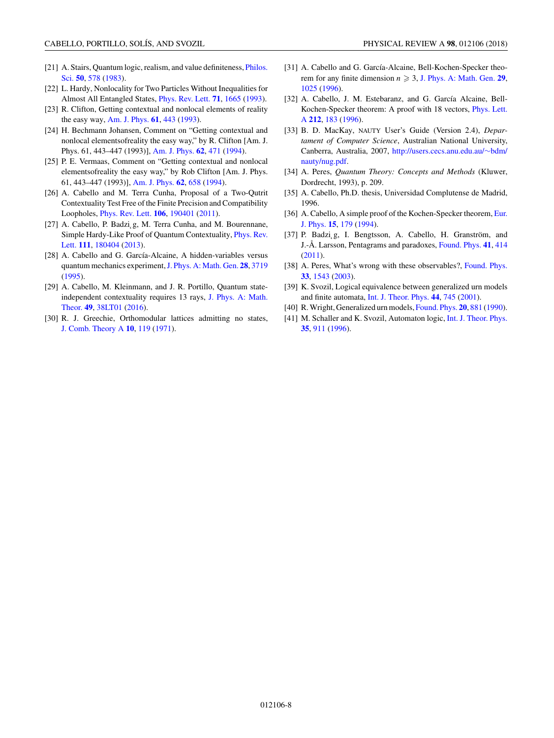[21] A. Stairs, Quantum logic, realism, and value definiteness, Philos. Sci. **50**, 578 (1983).

[22] L. Hardy, Nonlocality for Two Particles Without Inequalities for Almost All Entangled States, Phys. Rev. Lett. **71**, 1665 (1993).

[23] R. Clifton, Getting contextual and nonlocal elements of reality the easy way, Am. J. Phys. **61**, 443 (1993).

[24] H. Bechmann Johansen, Comment on "Getting contextual and nonlocal elementsofreality the easy way," by R. Clifton [Am. J. Phys. 61, 443–447 (1993)], Am. J. Phys. **62**, 471 (1994).

[25] P. E. Vermaas, Comment on "Getting contextual and nonlocal elementsofreality the easy way," by Rob Clifton [Am. J. Phys. 61, 443–447 (1993)], Am. J. Phys. **62**, 658 (1994).

[26] A. Cabello and M. Terra Cunha, Proposal of a Two-Qutrit Contextuality Test Free of the Finite Precision and Compatibility Loopholes, Phys. Rev. Lett. **106**, 190401 (2011).

[27] A. Cabello, P. Badziąg, M. Terra Cunha, and M. Bourennane, Simple Hardy-Like Proof of Quantum Contextuality, Phys. Rev. Lett. **111**, 180404 (2013).

[28] A. Cabello and G. García-Alcaine, A hidden-variables versus quantum mechanics experiment, J. Phys. A: Math. Gen. **28**, 3719 (1995).

[29] A. Cabello, M. Kleinmann, and J. R. Portillo, Quantum state-independent contextuality requires 13 rays, J. Phys. A: Math. Theor. **49**, 38LT01 (2016).

[30] R. J. Greechie, Orthomodular lattices admitting no states, J. Comb. Theory A **10**, 119 (1971).

[31] A. Cabello and G. García-Alcaine, Bell-Kochen-Specker theorem for any finite dimension $n \geqslant 3$, J. Phys. A: Math. Gen. **29**, 1025 (1996).

[32] A. Cabello, J. M. Estebaranz, and G. García Alcaine, Bell-Kochen-Specker theorem: A proof with 18 vectors, Phys. Lett. A **212**, 183 (1996).

[33] B. D. MacKay, NAUTY User's Guide (Version 2.4), *Departament of Computer Science*, Australian National University, Canberra, Australia, 2007, http://users.cecs.anu.edu.au/~bdm/nauty/nug.pdf.

[34] A. Peres, *Quantum Theory: Concepts and Methods* (Kluwer, Dordrecht, 1993), p. 209.

[35] A. Cabello, Ph.D. thesis, Universidad Complutense de Madrid, 1996.

[36] A. Cabello, A simple proof of the Kochen-Specker theorem, Eur. J. Phys. **15**, 179 (1994).

[37] P. Badziąg, I. Bengtsson, A. Cabello, H. Granström, and J.-Å. Larsson, Pentagrams and paradoxes, Found. Phys. **41**, 414 (2011).

[38] A. Peres, What's wrong with these observables?, Found. Phys. **33**, 1543 (2003).

[39] K. Svozil, Logical equivalence between generalized urn models and finite automata, Int. J. Theor. Phys. **44**, 745 (2001).

[40] R. Wright, Generalized urn models, Found. Phys. **20**, 881 (1990).

[41] M. Schaller and K. Svozil, Automaton logic, Int. J. Theor. Phys. **35**, 911 (1996).